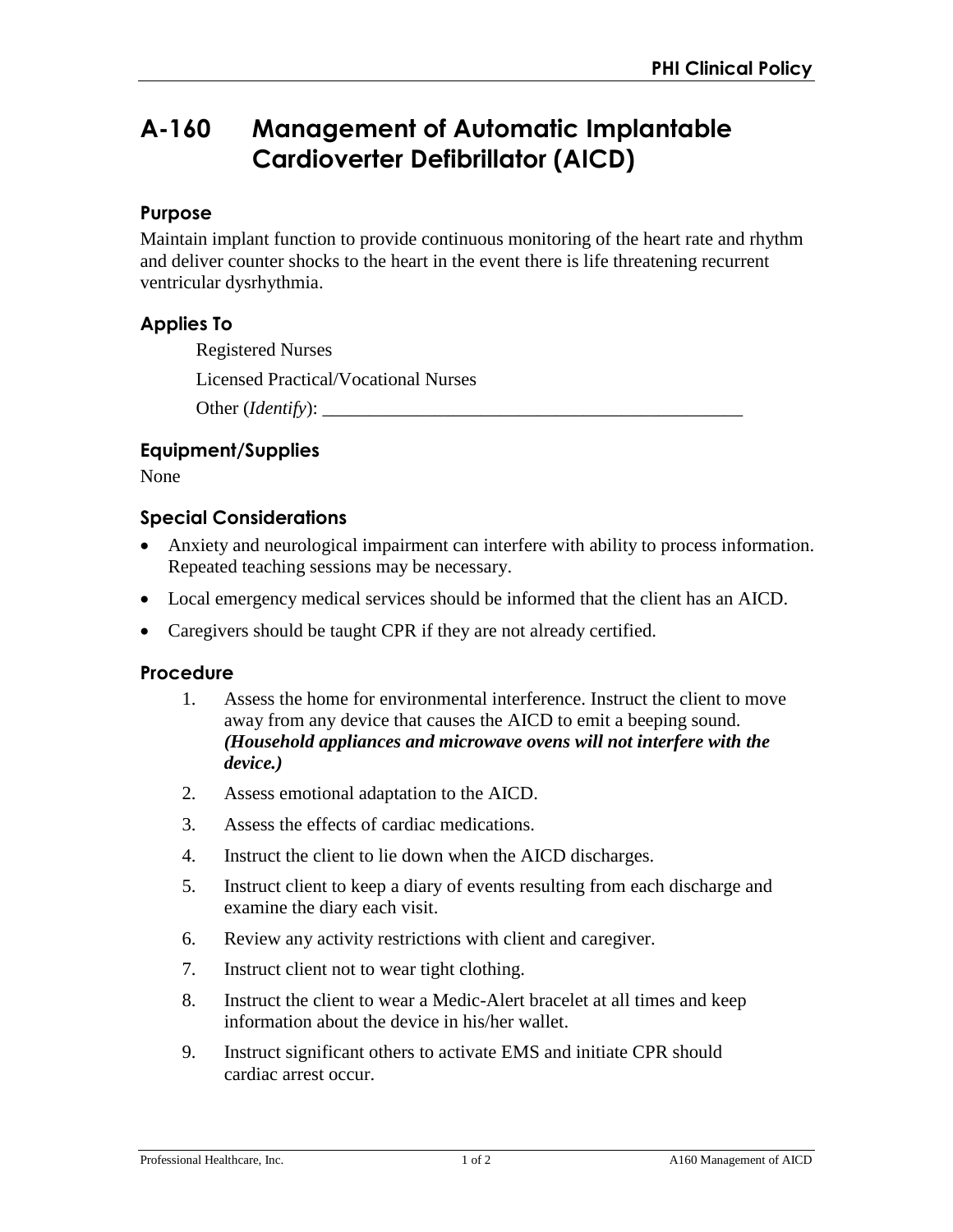# A-160 Management of Automatic Implantable Cardioverter Defibrillator (AICD)

## Purpose

Maintain implant function to provide continuous monitoring of the heart rate and rhythm and deliver counter shocks to the heart in the event there is life threatening recurrent ventricular dysrhythmia.

## Applies To

Registered Nurses

Licensed Practical/Vocational Nurses

Other (*Identify*): _______________________________________________

## Equipment/Supplies

None

## Special Considerations

- Anxiety and neurological impairment can interfere with ability to process information. Repeated teaching sessions may be necessary.
- Local emergency medical services should be informed that the client has an AICD.
- Caregivers should be taught CPR if they are not already certified.

## Procedure

1. Assess the home for environmental interference. Instruct the client to move away from any device that causes the AICD to emit a beeping sound. ***(Household appliances and microwave ovens will not interfere with the device.)***
2. Assess emotional adaptation to the AICD.
3. Assess the effects of cardiac medications.
4. Instruct the client to lie down when the AICD discharges.
5. Instruct client to keep a diary of events resulting from each discharge and examine the diary each visit.
6. Review any activity restrictions with client and caregiver.
7. Instruct client not to wear tight clothing.
8. Instruct the client to wear a Medic-Alert bracelet at all times and keep information about the device in his/her wallet.
9. Instruct significant others to activate EMS and initiate CPR should cardiac arrest occur.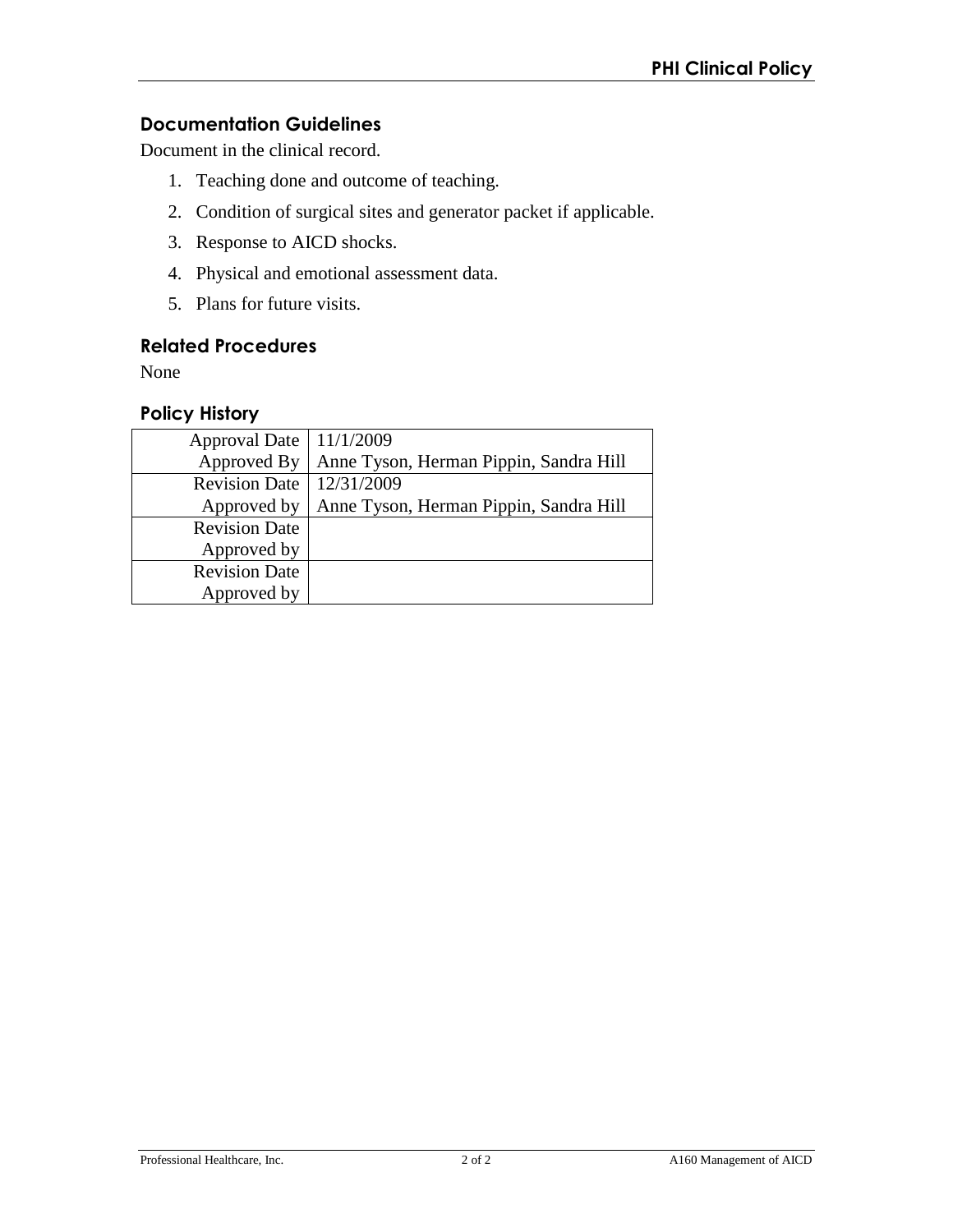## Documentation Guidelines

Document in the clinical record.

1. Teaching done and outcome of teaching.
2. Condition of surgical sites and generator packet if applicable.
3. Response to AICD shocks.
4. Physical and emotional assessment data.
5. Plans for future visits.

## Related Procedures

None

## Policy History

| | |
|---|---|
| Approval Date<br>Approved By | 11/1/2009<br>Anne Tyson, Herman Pippin, Sandra Hill |
| Revision Date<br>Approved by | 12/31/2009<br>Anne Tyson, Herman Pippin, Sandra Hill |
| Revision Date<br>Approved by | |
| Revision Date<br>Approved by | |